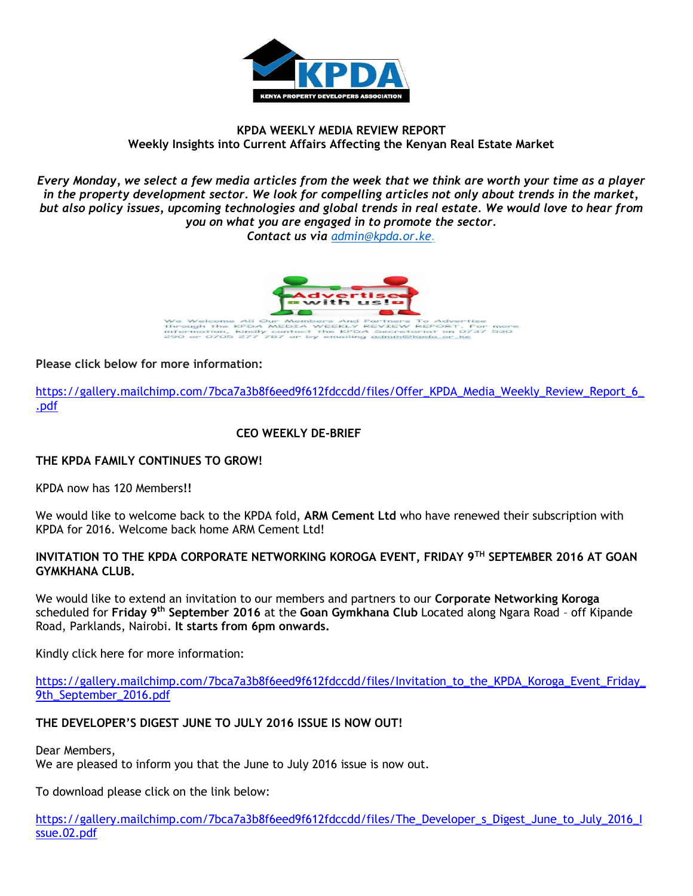**KPDA WEEKLY MEDIA REVIEW REPORT**
**Weekly Insights into Current Affairs Affecting the Kenyan Real Estate Market**

***Every Monday, we select a few media articles from the week that we think are worth your time as a player in the property development sector. We look for compelling articles not only about trends in the market, but also policy issues, upcoming technologies and global trends in real estate. We would love to hear from you on what you are engaged in to promote the sector.***
***Contact us via admin@kpda.or.ke.***

We Welcome All Our Members And Partners To Advertise through the KPDA MEDIA WEEKLY REVIEW REPORT. For more information, kindly contact the KPDA Secretariat on 0737 530 290 or 0705 277 787 or by emailing admin@kpda.or.ke

**Please click below for more information:**

https://gallery.mailchimp.com/7bca7a3b8f6eed9f612fdccdd/files/Offer_KPDA_Media_Weekly_Review_Report_6_.pdf

**CEO WEEKLY DE-BRIEF**

**THE KPDA FAMILY CONTINUES TO GROW!**

KPDA now has 120 Members**!!**

We would like to welcome back to the KPDA fold, **ARM Cement Ltd** who have renewed their subscription with KPDA for 2016. Welcome back home ARM Cement Ltd!

**INVITATION TO THE KPDA CORPORATE NETWORKING KOROGA EVENT, FRIDAY 9TH SEPTEMBER 2016 AT GOAN GYMKHANA CLUB.**

We would like to extend an invitation to our members and partners to our **Corporate Networking Koroga** scheduled for **Friday 9th September 2016** at the **Goan Gymkhana Club** Located along Ngara Road – off Kipande Road, Parklands, Nairobi. **It starts from 6pm onwards.**

Kindly click here for more information:

https://gallery.mailchimp.com/7bca7a3b8f6eed9f612fdccdd/files/Invitation_to_the_KPDA_Koroga_Event_Friday_9th_September_2016.pdf

**THE DEVELOPER'S DIGEST JUNE TO JULY 2016 ISSUE IS NOW OUT!**

Dear Members,
We are pleased to inform you that the June to July 2016 issue is now out.

To download please click on the link below:

https://gallery.mailchimp.com/7bca7a3b8f6eed9f612fdccdd/files/The_Developer_s_Digest_June_to_July_2016_Issue.02.pdf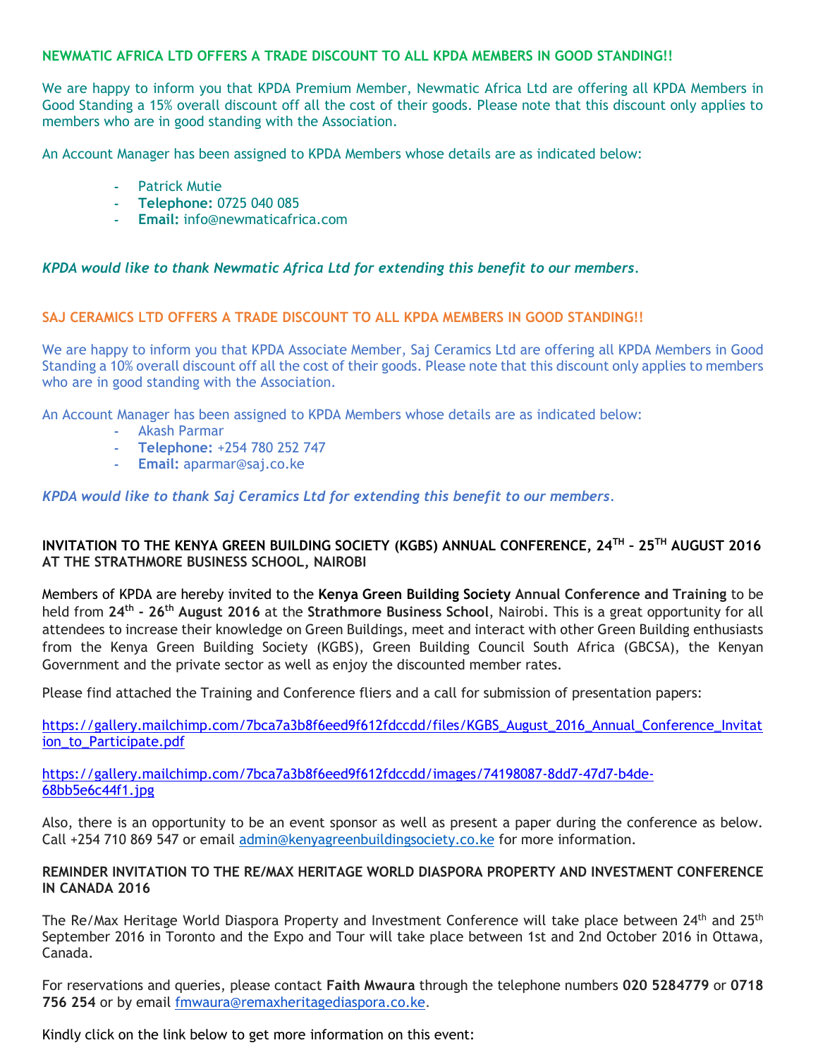**NEWMATIC AFRICA LTD OFFERS A TRADE DISCOUNT TO ALL KPDA MEMBERS IN GOOD STANDING!!**

We are happy to inform you that KPDA Premium Member, Newmatic Africa Ltd are offering all KPDA Members in Good Standing a 15% overall discount off all the cost of their goods. Please note that this discount only applies to members who are in good standing with the Association.

An Account Manager has been assigned to KPDA Members whose details are as indicated below:

- Patrick Mutie
- **Telephone:** 0725 040 085
- **Email:** info@newmaticafrica.com

***KPDA would like to thank Newmatic Africa Ltd for extending this benefit to our members.***

**SAJ CERAMICS LTD OFFERS A TRADE DISCOUNT TO ALL KPDA MEMBERS IN GOOD STANDING!!**

We are happy to inform you that KPDA Associate Member, Saj Ceramics Ltd are offering all KPDA Members in Good Standing a 10% overall discount off all the cost of their goods. Please note that this discount only applies to members who are in good standing with the Association.

An Account Manager has been assigned to KPDA Members whose details are as indicated below:

- Akash Parmar
- **Telephone:** +254 780 252 747
- **Email:** aparmar@saj.co.ke

***KPDA would like to thank Saj Ceramics Ltd for extending this benefit to our members.***

**INVITATION TO THE KENYA GREEN BUILDING SOCIETY (KGBS) ANNUAL CONFERENCE, 24TH – 25TH AUGUST 2016 AT THE STRATHMORE BUSINESS SCHOOL, NAIROBI**

Members of KPDA are hereby invited to the **Kenya Green Building Society Annual Conference and Training** to be held from **24th - 26th August 2016** at the **Strathmore Business School**, Nairobi. This is a great opportunity for all attendees to increase their knowledge on Green Buildings, meet and interact with other Green Building enthusiasts from the Kenya Green Building Society (KGBS), Green Building Council South Africa (GBCSA), the Kenyan Government and the private sector as well as enjoy the discounted member rates.

Please find attached the Training and Conference fliers and a call for submission of presentation papers:

https://gallery.mailchimp.com/7bca7a3b8f6eed9f612fdccdd/files/KGBS_August_2016_Annual_Conference_Invitation_to_Participate.pdf

https://gallery.mailchimp.com/7bca7a3b8f6eed9f612fdccdd/images/74198087-8dd7-47d7-b4de-68bb5e6c44f1.jpg

Also, there is an opportunity to be an event sponsor as well as present a paper during the conference as below. Call +254 710 869 547 or email admin@kenyagreenbuildingsociety.co.ke for more information.

**REMINDER INVITATION TO THE RE/MAX HERITAGE WORLD DIASPORA PROPERTY AND INVESTMENT CONFERENCE IN CANADA 2016**

The Re/Max Heritage World Diaspora Property and Investment Conference will take place between 24th and 25th September 2016 in Toronto and the Expo and Tour will take place between 1st and 2nd October 2016 in Ottawa, Canada.

For reservations and queries, please contact **Faith Mwaura** through the telephone numbers **020 5284779** or **0718 756 254** or by email fmwaura@remaxheritagediaspora.co.ke.

Kindly click on the link below to get more information on this event: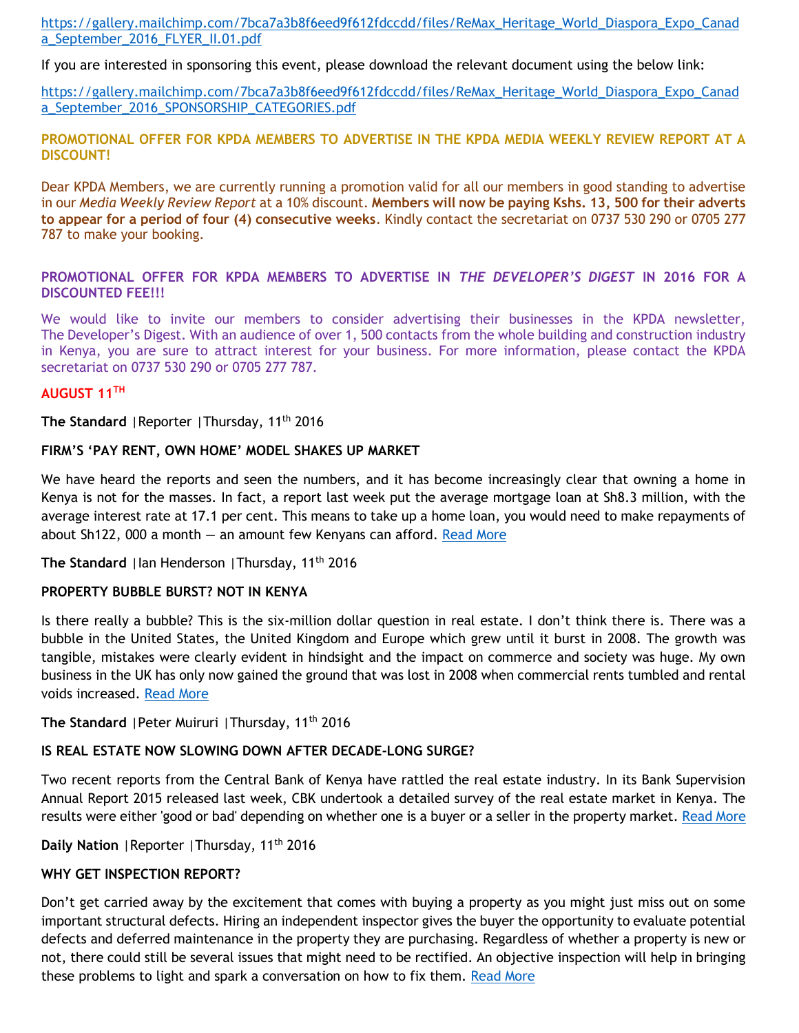https://gallery.mailchimp.com/7bca7a3b8f6eed9f612fdccdd/files/ReMax_Heritage_World_Diaspora_Expo_Canada_September_2016_FLYER_II.01.pdf

If you are interested in sponsoring this event, please download the relevant document using the below link:

https://gallery.mailchimp.com/7bca7a3b8f6eed9f612fdccdd/files/ReMax_Heritage_World_Diaspora_Expo_Canada_September_2016_SPONSORSHIP_CATEGORIES.pdf

**PROMOTIONAL OFFER FOR KPDA MEMBERS TO ADVERTISE IN THE KPDA MEDIA WEEKLY REVIEW REPORT AT A DISCOUNT!**

Dear KPDA Members, we are currently running a promotion valid for all our members in good standing to advertise in our *Media Weekly Review Report* at a 10% discount. **Members will now be paying Kshs. 13, 500 for their adverts to appear for a period of four (4) consecutive weeks**. Kindly contact the secretariat on 0737 530 290 or 0705 277 787 to make your booking.

**PROMOTIONAL OFFER FOR KPDA MEMBERS TO ADVERTISE IN *THE DEVELOPER'S DIGEST* IN 2016 FOR A DISCOUNTED FEE!!!**

We would like to invite our members to consider advertising their businesses in the KPDA newsletter, The Developer's Digest. With an audience of over 1, 500 contacts from the whole building and construction industry in Kenya, you are sure to attract interest for your business. For more information, please contact the KPDA secretariat on 0737 530 290 or 0705 277 787.

**AUGUST 11TH**

**The Standard** |Reporter |Thursday, 11th 2016

**FIRM'S 'PAY RENT, OWN HOME' MODEL SHAKES UP MARKET**

We have heard the reports and seen the numbers, and it has become increasingly clear that owning a home in Kenya is not for the masses. In fact, a report last week put the average mortgage loan at Sh8.3 million, with the average interest rate at 17.1 per cent. This means to take up a home loan, you would need to make repayments of about Sh122, 000 a month — an amount few Kenyans can afford. Read More

**The Standard** |Ian Henderson |Thursday, 11th 2016

**PROPERTY BUBBLE BURST? NOT IN KENYA**

Is there really a bubble? This is the six-million dollar question in real estate. I don't think there is. There was a bubble in the United States, the United Kingdom and Europe which grew until it burst in 2008. The growth was tangible, mistakes were clearly evident in hindsight and the impact on commerce and society was huge. My own business in the UK has only now gained the ground that was lost in 2008 when commercial rents tumbled and rental voids increased. Read More

**The Standard** |Peter Muiruri |Thursday, 11th 2016

**IS REAL ESTATE NOW SLOWING DOWN AFTER DECADE-LONG SURGE?**

Two recent reports from the Central Bank of Kenya have rattled the real estate industry. In its Bank Supervision Annual Report 2015 released last week, CBK undertook a detailed survey of the real estate market in Kenya. The results were either 'good or bad' depending on whether one is a buyer or a seller in the property market. Read More

**Daily Nation** |Reporter |Thursday, 11th 2016

**WHY GET INSPECTION REPORT?**

Don't get carried away by the excitement that comes with buying a property as you might just miss out on some important structural defects. Hiring an independent inspector gives the buyer the opportunity to evaluate potential defects and deferred maintenance in the property they are purchasing. Regardless of whether a property is new or not, there could still be several issues that might need to be rectified. An objective inspection will help in bringing these problems to light and spark a conversation on how to fix them. Read More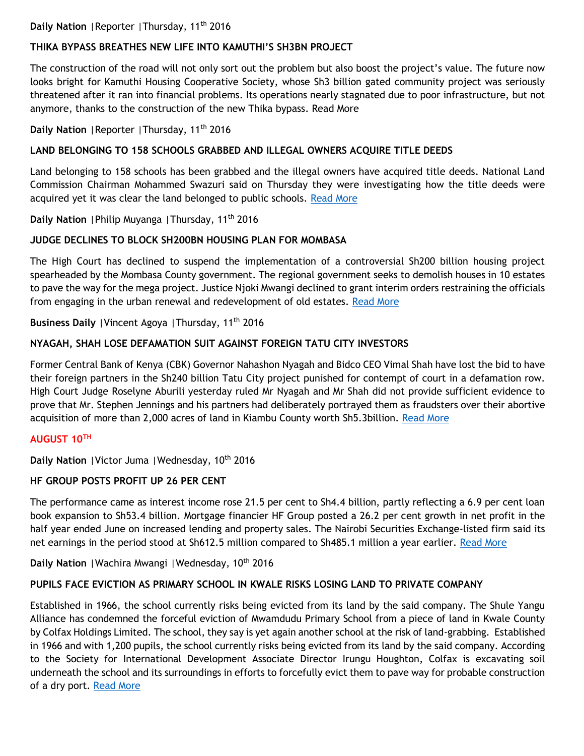**Daily Nation** |Reporter |Thursday, 11th 2016

**THIKA BYPASS BREATHES NEW LIFE INTO KAMUTHI'S SH3BN PROJECT**

The construction of the road will not only sort out the problem but also boost the project's value. The future now looks bright for Kamuthi Housing Cooperative Society, whose Sh3 billion gated community project was seriously threatened after it ran into financial problems. Its operations nearly stagnated due to poor infrastructure, but not anymore, thanks to the construction of the new Thika bypass. Read More

**Daily Nation** |Reporter |Thursday, 11th 2016

**LAND BELONGING TO 158 SCHOOLS GRABBED AND ILLEGAL OWNERS ACQUIRE TITLE DEEDS**

Land belonging to 158 schools has been grabbed and the illegal owners have acquired title deeds. National Land Commission Chairman Mohammed Swazuri said on Thursday they were investigating how the title deeds were acquired yet it was clear the land belonged to public schools. Read More

**Daily Nation** |Philip Muyanga |Thursday, 11th 2016

**JUDGE DECLINES TO BLOCK SH200BN HOUSING PLAN FOR MOMBASA**

The High Court has declined to suspend the implementation of a controversial Sh200 billion housing project spearheaded by the Mombasa County government. The regional government seeks to demolish houses in 10 estates to pave the way for the mega project. Justice Njoki Mwangi declined to grant interim orders restraining the officials from engaging in the urban renewal and redevelopment of old estates. Read More

**Business Daily** |Vincent Agoya |Thursday, 11th 2016

**NYAGAH, SHAH LOSE DEFAMATION SUIT AGAINST FOREIGN TATU CITY INVESTORS**

Former Central Bank of Kenya (CBK) Governor Nahashon Nyagah and Bidco CEO Vimal Shah have lost the bid to have their foreign partners in the Sh240 billion Tatu City project punished for contempt of court in a defamation row. High Court Judge Roselyne Aburili yesterday ruled Mr Nyagah and Mr Shah did not provide sufficient evidence to prove that Mr. Stephen Jennings and his partners had deliberately portrayed them as fraudsters over their abortive acquisition of more than 2,000 acres of land in Kiambu County worth Sh5.3billion. Read More

## AUGUST 10TH

**Daily Nation** |Victor Juma |Wednesday, 10th 2016

**HF GROUP POSTS PROFIT UP 26 PER CENT**

The performance came as interest income rose 21.5 per cent to Sh4.4 billion, partly reflecting a 6.9 per cent loan book expansion to Sh53.4 billion. Mortgage financier HF Group posted a 26.2 per cent growth in net profit in the half year ended June on increased lending and property sales. The Nairobi Securities Exchange-listed firm said its net earnings in the period stood at Sh612.5 million compared to Sh485.1 million a year earlier. Read More

**Daily Nation** |Wachira Mwangi |Wednesday, 10th 2016

**PUPILS FACE EVICTION AS PRIMARY SCHOOL IN KWALE RISKS LOSING LAND TO PRIVATE COMPANY**

Established in 1966, the school currently risks being evicted from its land by the said company. The Shule Yangu Alliance has condemned the forceful eviction of Mwamdudu Primary School from a piece of land in Kwale County by Colfax Holdings Limited. The school, they say is yet again another school at the risk of land-grabbing. Established in 1966 and with 1,200 pupils, the school currently risks being evicted from its land by the said company. According to the Society for International Development Associate Director Irungu Houghton, Colfax is excavating soil underneath the school and its surroundings in efforts to forcefully evict them to pave way for probable construction of a dry port. Read More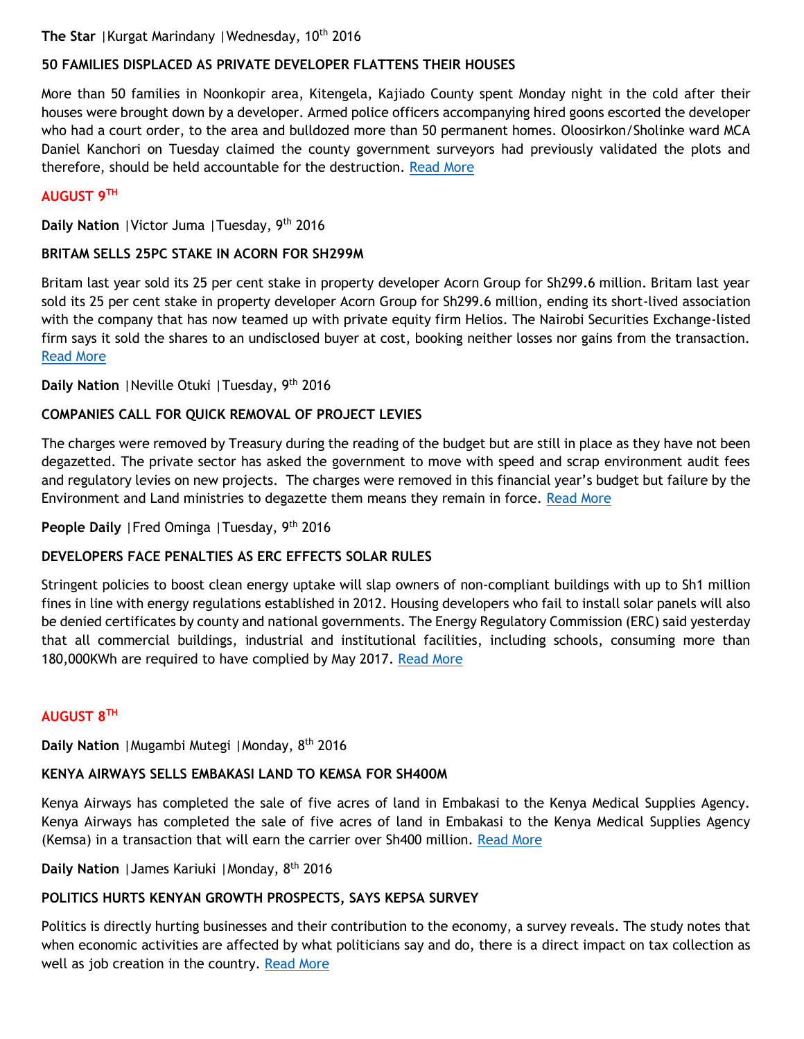**The Star** |Kurgat Marindany |Wednesday, 10th 2016

**50 FAMILIES DISPLACED AS PRIVATE DEVELOPER FLATTENS THEIR HOUSES**

More than 50 families in Noonkopir area, Kitengela, Kajiado County spent Monday night in the cold after their houses were brought down by a developer. Armed police officers accompanying hired goons escorted the developer who had a court order, to the area and bulldozed more than 50 permanent homes. Oloosirkon/Sholinke ward MCA Daniel Kanchori on Tuesday claimed the county government surveyors had previously validated the plots and therefore, should be held accountable for the destruction. Read More

## AUGUST 9TH

**Daily Nation** |Victor Juma |Tuesday, 9th 2016

**BRITAM SELLS 25PC STAKE IN ACORN FOR SH299M**

Britam last year sold its 25 per cent stake in property developer Acorn Group for Sh299.6 million. Britam last year sold its 25 per cent stake in property developer Acorn Group for Sh299.6 million, ending its short-lived association with the company that has now teamed up with private equity firm Helios. The Nairobi Securities Exchange-listed firm says it sold the shares to an undisclosed buyer at cost, booking neither losses nor gains from the transaction. Read More

**Daily Nation** |Neville Otuki |Tuesday, 9th 2016

**COMPANIES CALL FOR QUICK REMOVAL OF PROJECT LEVIES**

The charges were removed by Treasury during the reading of the budget but are still in place as they have not been degazetted. The private sector has asked the government to move with speed and scrap environment audit fees and regulatory levies on new projects. The charges were removed in this financial year's budget but failure by the Environment and Land ministries to degazette them means they remain in force. Read More

**People Daily** |Fred Ominga |Tuesday, 9th 2016

**DEVELOPERS FACE PENALTIES AS ERC EFFECTS SOLAR RULES**

Stringent policies to boost clean energy uptake will slap owners of non-compliant buildings with up to Sh1 million fines in line with energy regulations established in 2012. Housing developers who fail to install solar panels will also be denied certificates by county and national governments. The Energy Regulatory Commission (ERC) said yesterday that all commercial buildings, industrial and institutional facilities, including schools, consuming more than 180,000KWh are required to have complied by May 2017. Read More

## AUGUST 8TH

**Daily Nation** |Mugambi Mutegi |Monday, 8th 2016

**KENYA AIRWAYS SELLS EMBAKASI LAND TO KEMSA FOR SH400M**

Kenya Airways has completed the sale of five acres of land in Embakasi to the Kenya Medical Supplies Agency. Kenya Airways has completed the sale of five acres of land in Embakasi to the Kenya Medical Supplies Agency (Kemsa) in a transaction that will earn the carrier over Sh400 million. Read More

**Daily Nation** |James Kariuki |Monday, 8th 2016

**POLITICS HURTS KENYAN GROWTH PROSPECTS, SAYS KEPSA SURVEY**

Politics is directly hurting businesses and their contribution to the economy, a survey reveals. The study notes that when economic activities are affected by what politicians say and do, there is a direct impact on tax collection as well as job creation in the country. Read More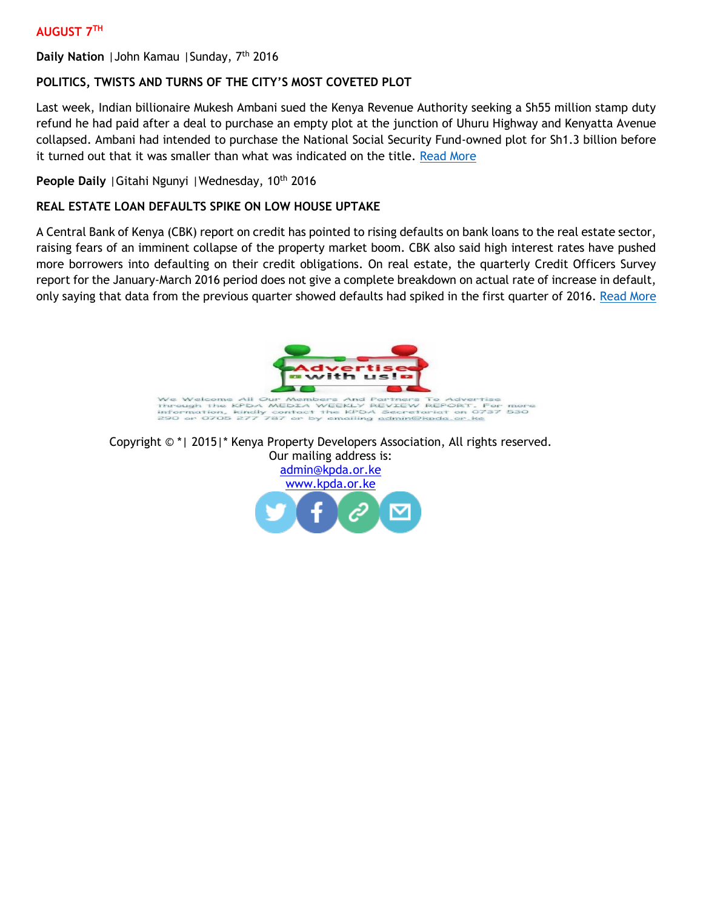## AUGUST 7TH

**Daily Nation** |John Kamau |Sunday, 7th 2016

**POLITICS, TWISTS AND TURNS OF THE CITY'S MOST COVETED PLOT**

Last week, Indian billionaire Mukesh Ambani sued the Kenya Revenue Authority seeking a Sh55 million stamp duty refund he had paid after a deal to purchase an empty plot at the junction of Uhuru Highway and Kenyatta Avenue collapsed. Ambani had intended to purchase the National Social Security Fund-owned plot for Sh1.3 billion before it turned out that it was smaller than what was indicated on the title. Read More

**People Daily** |Gitahi Ngunyi |Wednesday, 10th 2016

**REAL ESTATE LOAN DEFAULTS SPIKE ON LOW HOUSE UPTAKE**

A Central Bank of Kenya (CBK) report on credit has pointed to rising defaults on bank loans to the real estate sector, raising fears of an imminent collapse of the property market boom. CBK also said high interest rates have pushed more borrowers into defaulting on their credit obligations. On real estate, the quarterly Credit Officers Survey report for the January-March 2016 period does not give a complete breakdown on actual rate of increase in default, only saying that data from the previous quarter showed defaults had spiked in the first quarter of 2016. Read More

Advertise with us!

We Welcome All Our Members And Partners To Advertise through the KPDA MEDIA WEEKLY REVIEW REPORT. For more information, kindly contact the KPDA Secretariat on 0737 530 290 or 0705 277 787 or by emailing admin@kpda.or.ke

Copyright © *| 2015|* Kenya Property Developers Association, All rights reserved.
Our mailing address is:
admin@kpda.or.ke
www.kpda.or.ke